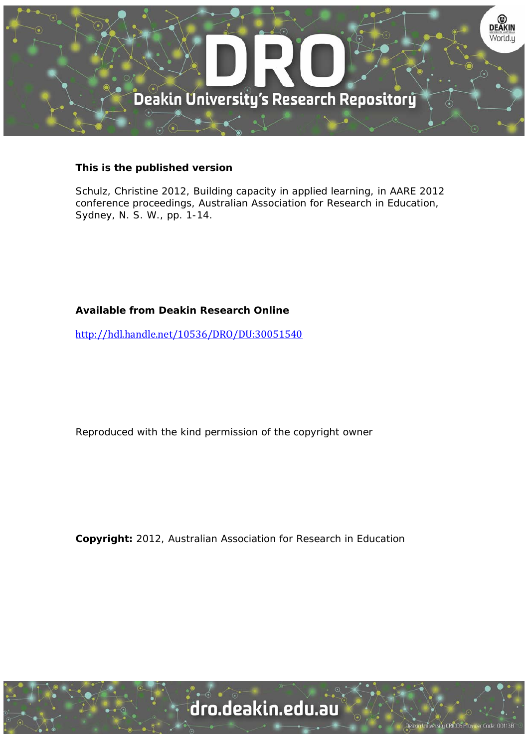**This is the published version**

Schulz, Christine 2012, Building capacity in applied learning, in AARE 2012 conference proceedings, Australian Association for Research in Education, Sydney, N. S. W., pp. 1-14.

**Available from Deakin Research Online**

http://hdl.handle.net/10536/DRO/DU:30051540

Reproduced with the kind permission of the copyright owner

**Copyright:** 2012, Australian Association for Research in Education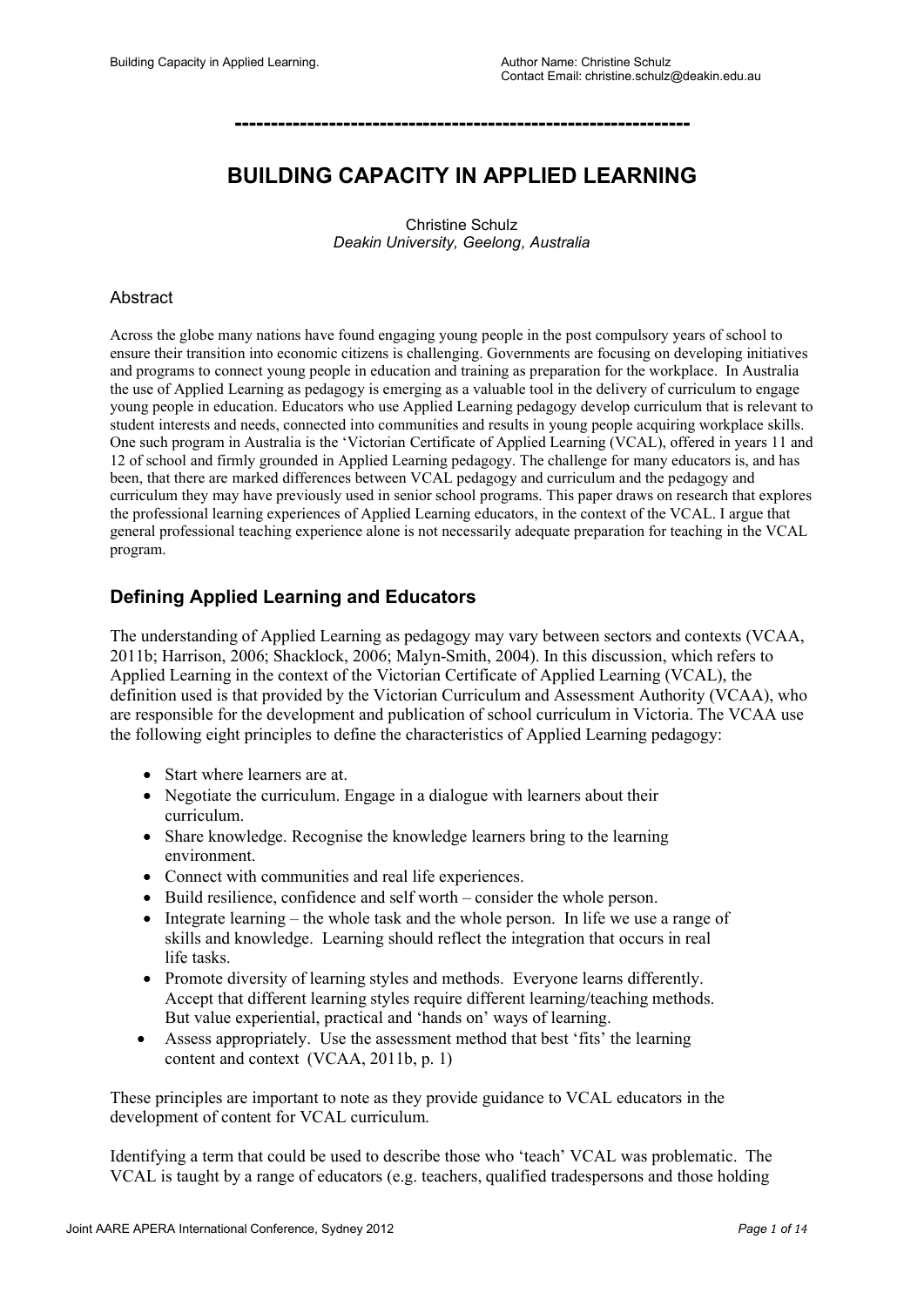---

# BUILDING CAPACITY IN APPLIED LEARNING

Christine Schulz
*Deakin University, Geelong, Australia*

## Abstract

Across the globe many nations have found engaging young people in the post compulsory years of school to ensure their transition into economic citizens is challenging. Governments are focusing on developing initiatives and programs to connect young people in education and training as preparation for the workplace. In Australia the use of Applied Learning as pedagogy is emerging as a valuable tool in the delivery of curriculum to engage young people in education. Educators who use Applied Learning pedagogy develop curriculum that is relevant to student interests and needs, connected into communities and results in young people acquiring workplace skills. One such program in Australia is the 'Victorian Certificate of Applied Learning (VCAL), offered in years 11 and 12 of school and firmly grounded in Applied Learning pedagogy. The challenge for many educators is, and has been, that there are marked differences between VCAL pedagogy and curriculum and the pedagogy and curriculum they may have previously used in senior school programs. This paper draws on research that explores the professional learning experiences of Applied Learning educators, in the context of the VCAL. I argue that general professional teaching experience alone is not necessarily adequate preparation for teaching in the VCAL program.

## Defining Applied Learning and Educators

The understanding of Applied Learning as pedagogy may vary between sectors and contexts (VCAA, 2011b; Harrison, 2006; Shacklock, 2006; Malyn-Smith, 2004). In this discussion, which refers to Applied Learning in the context of the Victorian Certificate of Applied Learning (VCAL), the definition used is that provided by the Victorian Curriculum and Assessment Authority (VCAA), who are responsible for the development and publication of school curriculum in Victoria. The VCAA use the following eight principles to define the characteristics of Applied Learning pedagogy:

- Start where learners are at.
- Negotiate the curriculum. Engage in a dialogue with learners about their curriculum.
- Share knowledge. Recognise the knowledge learners bring to the learning environment.
- Connect with communities and real life experiences.
- Build resilience, confidence and self worth – consider the whole person.
- Integrate learning – the whole task and the whole person. In life we use a range of skills and knowledge. Learning should reflect the integration that occurs in real life tasks.
- Promote diversity of learning styles and methods. Everyone learns differently. Accept that different learning styles require different learning/teaching methods. But value experiential, practical and 'hands on' ways of learning.
- Assess appropriately. Use the assessment method that best 'fits' the learning content and context (VCAA, 2011b, p. 1)

These principles are important to note as they provide guidance to VCAL educators in the development of content for VCAL curriculum.

Identifying a term that could be used to describe those who 'teach' VCAL was problematic. The VCAL is taught by a range of educators (e.g. teachers, qualified tradespersons and those holding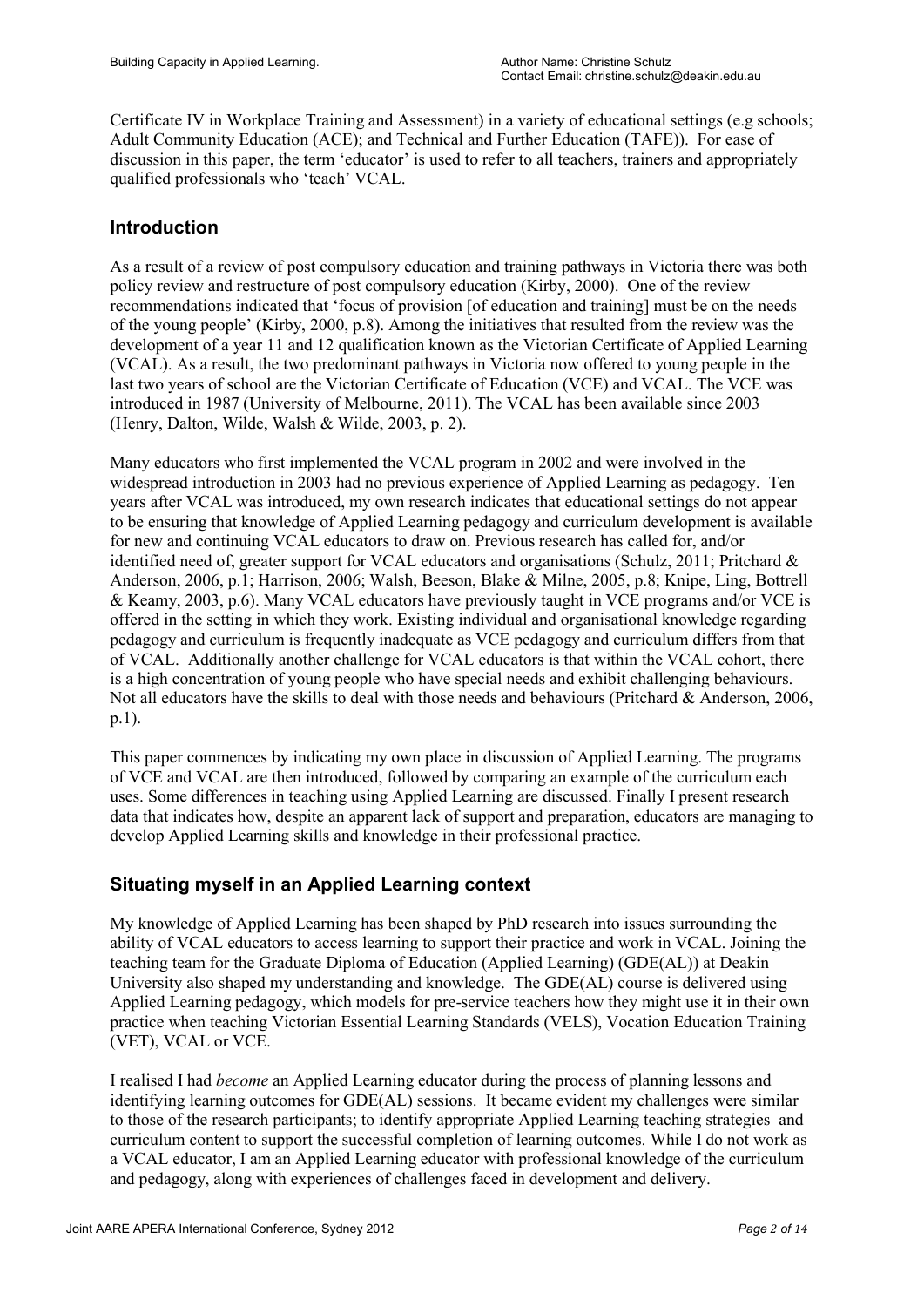Certificate IV in Workplace Training and Assessment) in a variety of educational settings (e.g schools; Adult Community Education (ACE); and Technical and Further Education (TAFE)). For ease of discussion in this paper, the term 'educator' is used to refer to all teachers, trainers and appropriately qualified professionals who 'teach' VCAL.

## Introduction

As a result of a review of post compulsory education and training pathways in Victoria there was both policy review and restructure of post compulsory education (Kirby, 2000). One of the review recommendations indicated that 'focus of provision [of education and training] must be on the needs of the young people' (Kirby, 2000, p.8). Among the initiatives that resulted from the review was the development of a year 11 and 12 qualification known as the Victorian Certificate of Applied Learning (VCAL). As a result, the two predominant pathways in Victoria now offered to young people in the last two years of school are the Victorian Certificate of Education (VCE) and VCAL. The VCE was introduced in 1987 (University of Melbourne, 2011). The VCAL has been available since 2003 (Henry, Dalton, Wilde, Walsh & Wilde, 2003, p. 2).

Many educators who first implemented the VCAL program in 2002 and were involved in the widespread introduction in 2003 had no previous experience of Applied Learning as pedagogy. Ten years after VCAL was introduced, my own research indicates that educational settings do not appear to be ensuring that knowledge of Applied Learning pedagogy and curriculum development is available for new and continuing VCAL educators to draw on. Previous research has called for, and/or identified need of, greater support for VCAL educators and organisations (Schulz, 2011; Pritchard & Anderson, 2006, p.1; Harrison, 2006; Walsh, Beeson, Blake & Milne, 2005, p.8; Knipe, Ling, Bottrell & Keamy, 2003, p.6). Many VCAL educators have previously taught in VCE programs and/or VCE is offered in the setting in which they work. Existing individual and organisational knowledge regarding pedagogy and curriculum is frequently inadequate as VCE pedagogy and curriculum differs from that of VCAL. Additionally another challenge for VCAL educators is that within the VCAL cohort, there is a high concentration of young people who have special needs and exhibit challenging behaviours. Not all educators have the skills to deal with those needs and behaviours (Pritchard & Anderson, 2006, p.1).

This paper commences by indicating my own place in discussion of Applied Learning. The programs of VCE and VCAL are then introduced, followed by comparing an example of the curriculum each uses. Some differences in teaching using Applied Learning are discussed. Finally I present research data that indicates how, despite an apparent lack of support and preparation, educators are managing to develop Applied Learning skills and knowledge in their professional practice.

## Situating myself in an Applied Learning context

My knowledge of Applied Learning has been shaped by PhD research into issues surrounding the ability of VCAL educators to access learning to support their practice and work in VCAL. Joining the teaching team for the Graduate Diploma of Education (Applied Learning) (GDE(AL)) at Deakin University also shaped my understanding and knowledge. The GDE(AL) course is delivered using Applied Learning pedagogy, which models for pre-service teachers how they might use it in their own practice when teaching Victorian Essential Learning Standards (VELS), Vocation Education Training (VET), VCAL or VCE.

I realised I had *become* an Applied Learning educator during the process of planning lessons and identifying learning outcomes for GDE(AL) sessions. It became evident my challenges were similar to those of the research participants; to identify appropriate Applied Learning teaching strategies and curriculum content to support the successful completion of learning outcomes. While I do not work as a VCAL educator, I am an Applied Learning educator with professional knowledge of the curriculum and pedagogy, along with experiences of challenges faced in development and delivery.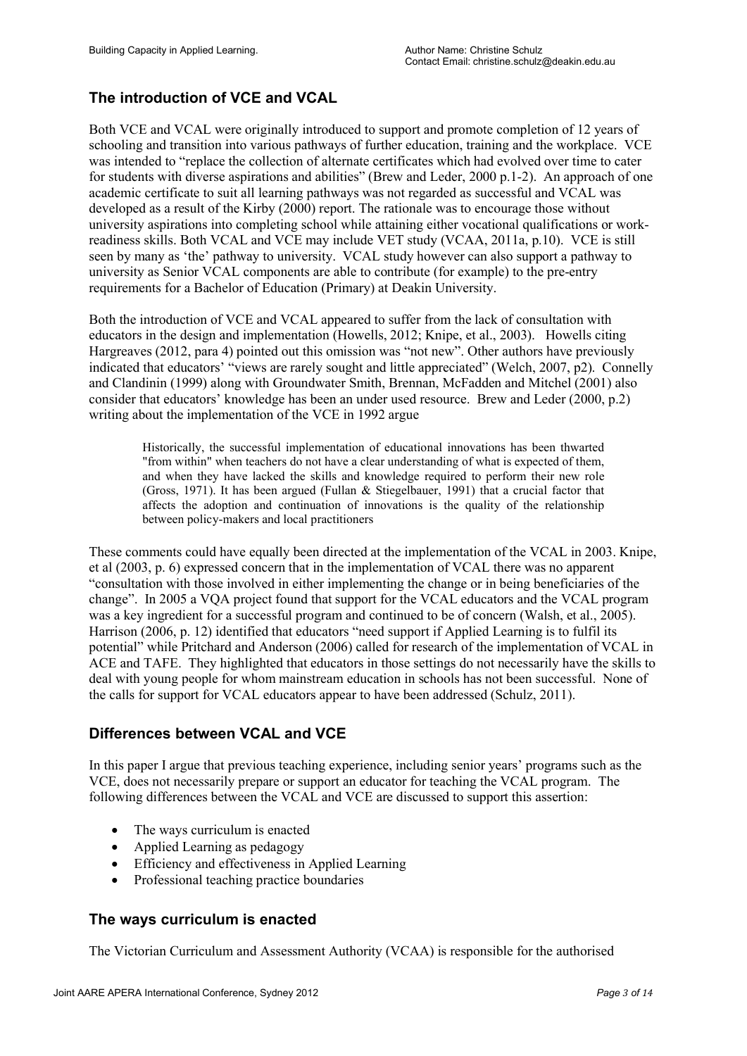## The introduction of VCE and VCAL

Both VCE and VCAL were originally introduced to support and promote completion of 12 years of schooling and transition into various pathways of further education, training and the workplace. VCE was intended to "replace the collection of alternate certificates which had evolved over time to cater for students with diverse aspirations and abilities" (Brew and Leder, 2000 p.1-2). An approach of one academic certificate to suit all learning pathways was not regarded as successful and VCAL was developed as a result of the Kirby (2000) report. The rationale was to encourage those without university aspirations into completing school while attaining either vocational qualifications or work-readiness skills. Both VCAL and VCE may include VET study (VCAA, 2011a, p.10). VCE is still seen by many as 'the' pathway to university. VCAL study however can also support a pathway to university as Senior VCAL components are able to contribute (for example) to the pre-entry requirements for a Bachelor of Education (Primary) at Deakin University.

Both the introduction of VCE and VCAL appeared to suffer from the lack of consultation with educators in the design and implementation (Howells, 2012; Knipe, et al., 2003). Howells citing Hargreaves (2012, para 4) pointed out this omission was "not new". Other authors have previously indicated that educators' "views are rarely sought and little appreciated" (Welch, 2007, p2). Connelly and Clandinin (1999) along with Groundwater Smith, Brennan, McFadden and Mitchel (2001) also consider that educators' knowledge has been an under used resource. Brew and Leder (2000, p.2) writing about the implementation of the VCE in 1992 argue

> Historically, the successful implementation of educational innovations has been thwarted "from within" when teachers do not have a clear understanding of what is expected of them, and when they have lacked the skills and knowledge required to perform their new role (Gross, 1971). It has been argued (Fullan & Stiegelbauer, 1991) that a crucial factor that affects the adoption and continuation of innovations is the quality of the relationship between policy-makers and local practitioners

These comments could have equally been directed at the implementation of the VCAL in 2003. Knipe, et al (2003, p. 6) expressed concern that in the implementation of VCAL there was no apparent "consultation with those involved in either implementing the change or in being beneficiaries of the change". In 2005 a VQA project found that support for the VCAL educators and the VCAL program was a key ingredient for a successful program and continued to be of concern (Walsh, et al., 2005). Harrison (2006, p. 12) identified that educators "need support if Applied Learning is to fulfil its potential" while Pritchard and Anderson (2006) called for research of the implementation of VCAL in ACE and TAFE. They highlighted that educators in those settings do not necessarily have the skills to deal with young people for whom mainstream education in schools has not been successful. None of the calls for support for VCAL educators appear to have been addressed (Schulz, 2011).

## Differences between VCAL and VCE

In this paper I argue that previous teaching experience, including senior years' programs such as the VCE, does not necessarily prepare or support an educator for teaching the VCAL program. The following differences between the VCAL and VCE are discussed to support this assertion:

- The ways curriculum is enacted
- Applied Learning as pedagogy
- Efficiency and effectiveness in Applied Learning
- Professional teaching practice boundaries

## The ways curriculum is enacted

The Victorian Curriculum and Assessment Authority (VCAA) is responsible for the authorised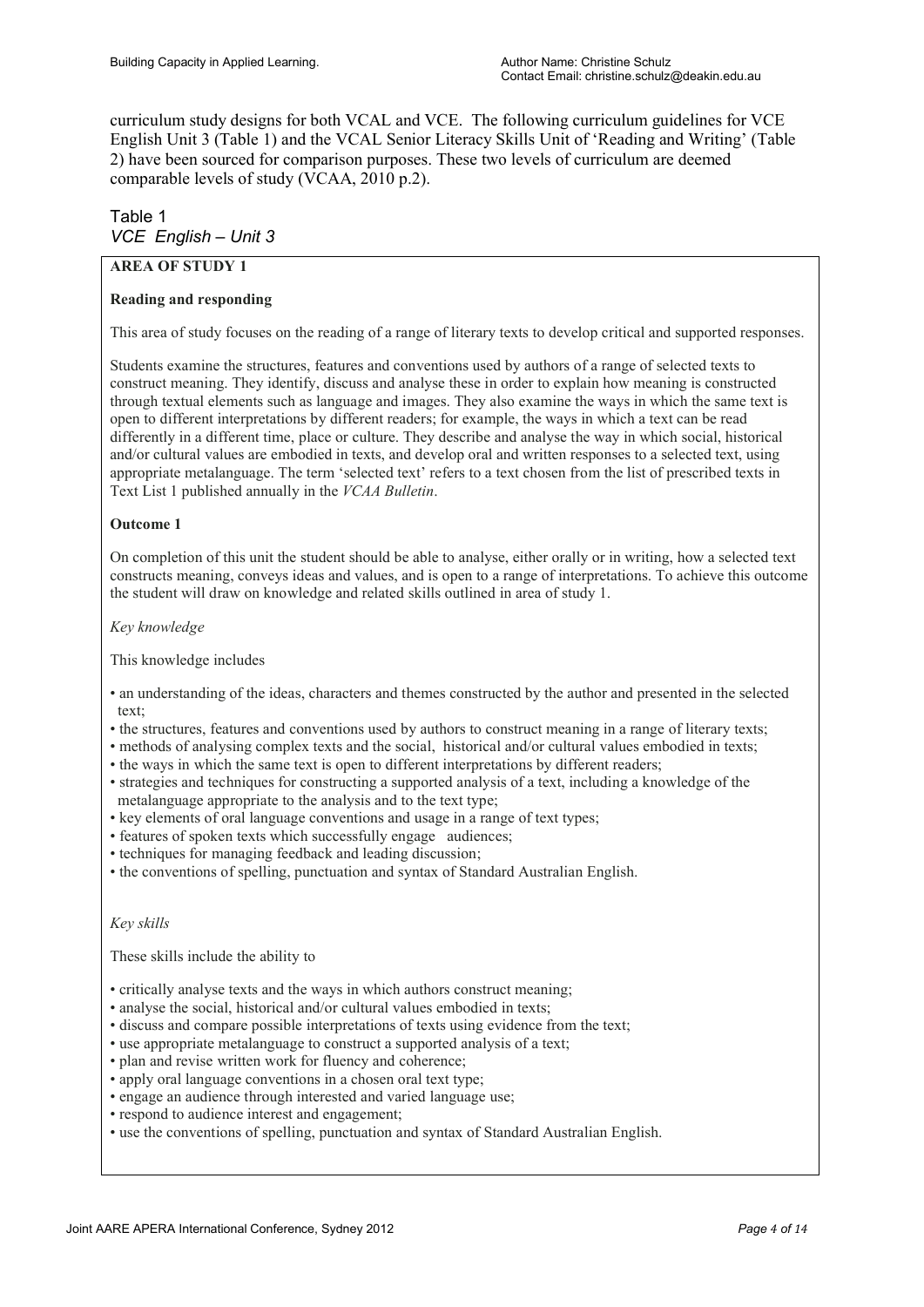curriculum study designs for both VCAL and VCE. The following curriculum guidelines for VCE English Unit 3 (Table 1) and the VCAL Senior Literacy Skills Unit of 'Reading and Writing' (Table 2) have been sourced for comparison purposes. These two levels of curriculum are deemed comparable levels of study (VCAA, 2010 p.2).

Table 1
*VCE English – Unit 3*

**AREA OF STUDY 1**

**Reading and responding**

This area of study focuses on the reading of a range of literary texts to develop critical and supported responses.

Students examine the structures, features and conventions used by authors of a range of selected texts to construct meaning. They identify, discuss and analyse these in order to explain how meaning is constructed through textual elements such as language and images. They also examine the ways in which the same text is open to different interpretations by different readers; for example, the ways in which a text can be read differently in a different time, place or culture. They describe and analyse the way in which social, historical and/or cultural values are embodied in texts, and develop oral and written responses to a selected text, using appropriate metalanguage. The term 'selected text' refers to a text chosen from the list of prescribed texts in Text List 1 published annually in the *VCAA Bulletin*.

**Outcome 1**

On completion of this unit the student should be able to analyse, either orally or in writing, how a selected text constructs meaning, conveys ideas and values, and is open to a range of interpretations. To achieve this outcome the student will draw on knowledge and related skills outlined in area of study 1.

*Key knowledge*

This knowledge includes

- an understanding of the ideas, characters and themes constructed by the author and presented in the selected text;
- the structures, features and conventions used by authors to construct meaning in a range of literary texts;
- methods of analysing complex texts and the social, historical and/or cultural values embodied in texts;
- the ways in which the same text is open to different interpretations by different readers;
- strategies and techniques for constructing a supported analysis of a text, including a knowledge of the metalanguage appropriate to the analysis and to the text type;
- key elements of oral language conventions and usage in a range of text types;
- features of spoken texts which successfully engage audiences;
- techniques for managing feedback and leading discussion;
- the conventions of spelling, punctuation and syntax of Standard Australian English.

*Key skills*

These skills include the ability to

- critically analyse texts and the ways in which authors construct meaning;
- analyse the social, historical and/or cultural values embodied in texts;
- discuss and compare possible interpretations of texts using evidence from the text;
- use appropriate metalanguage to construct a supported analysis of a text;
- plan and revise written work for fluency and coherence;
- apply oral language conventions in a chosen oral text type;
- engage an audience through interested and varied language use;
- respond to audience interest and engagement;
- use the conventions of spelling, punctuation and syntax of Standard Australian English.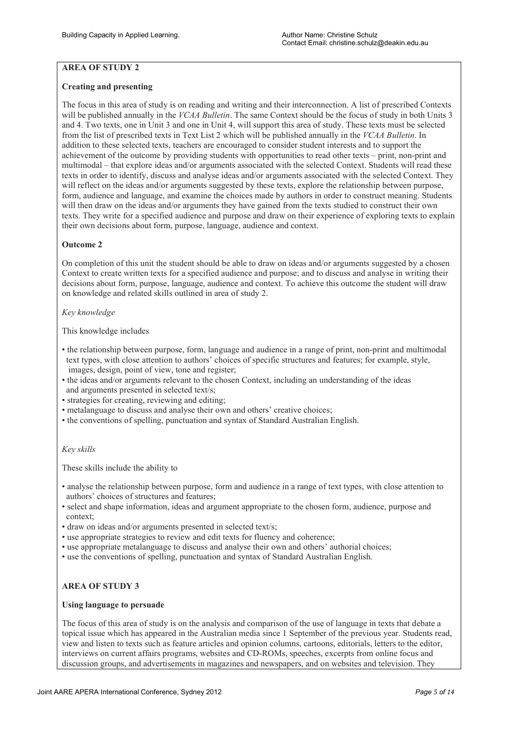**AREA OF STUDY 2**

**Creating and presenting**

The focus in this area of study is on reading and writing and their interconnection. A list of prescribed Contexts will be published annually in the *VCAA Bulletin*. The same Context should be the focus of study in both Units 3 and 4. Two texts, one in Unit 3 and one in Unit 4, will support this area of study. These texts must be selected from the list of prescribed texts in Text List 2 which will be published annually in the *VCAA Bulletin*. In addition to these selected texts, teachers are encouraged to consider student interests and to support the achievement of the outcome by providing students with opportunities to read other texts – print, non-print and multimodal – that explore ideas and/or arguments associated with the selected Context. Students will read these texts in order to identify, discuss and analyse ideas and/or arguments associated with the selected Context. They will reflect on the ideas and/or arguments suggested by these texts, explore the relationship between purpose, form, audience and language, and examine the choices made by authors in order to construct meaning. Students will then draw on the ideas and/or arguments they have gained from the texts studied to construct their own texts. They write for a specified audience and purpose and draw on their experience of exploring texts to explain their own decisions about form, purpose, language, audience and context.

**Outcome 2**

On completion of this unit the student should be able to draw on ideas and/or arguments suggested by a chosen Context to create written texts for a specified audience and purpose; and to discuss and analyse in writing their decisions about form, purpose, language, audience and context. To achieve this outcome the student will draw on knowledge and related skills outlined in area of study 2.

*Key knowledge*

This knowledge includes

- the relationship between purpose, form, language and audience in a range of print, non-print and multimodal text types, with close attention to authors' choices of specific structures and features; for example, style, images, design, point of view, tone and register;
- the ideas and/or arguments relevant to the chosen Context, including an understanding of the ideas and arguments presented in selected text/s;
- strategies for creating, reviewing and editing;
- metalanguage to discuss and analyse their own and others' creative choices;
- the conventions of spelling, punctuation and syntax of Standard Australian English.

*Key skills*

These skills include the ability to

- analyse the relationship between purpose, form and audience in a range of text types, with close attention to authors' choices of structures and features;
- select and shape information, ideas and argument appropriate to the chosen form, audience, purpose and context;
- draw on ideas and/or arguments presented in selected text/s;
- use appropriate strategies to review and edit texts for fluency and coherence;
- use appropriate metalanguage to discuss and analyse their own and others' authorial choices;
- use the conventions of spelling, punctuation and syntax of Standard Australian English.

**AREA OF STUDY 3**

**Using language to persuade**

The focus of this area of study is on the analysis and comparison of the use of language in texts that debate a topical issue which has appeared in the Australian media since 1 September of the previous year. Students read, view and listen to texts such as feature articles and opinion columns, cartoons, editorials, letters to the editor, interviews on current affairs programs, websites and CD-ROMs, speeches, excerpts from online focus and discussion groups, and advertisements in magazines and newspapers, and on websites and television. They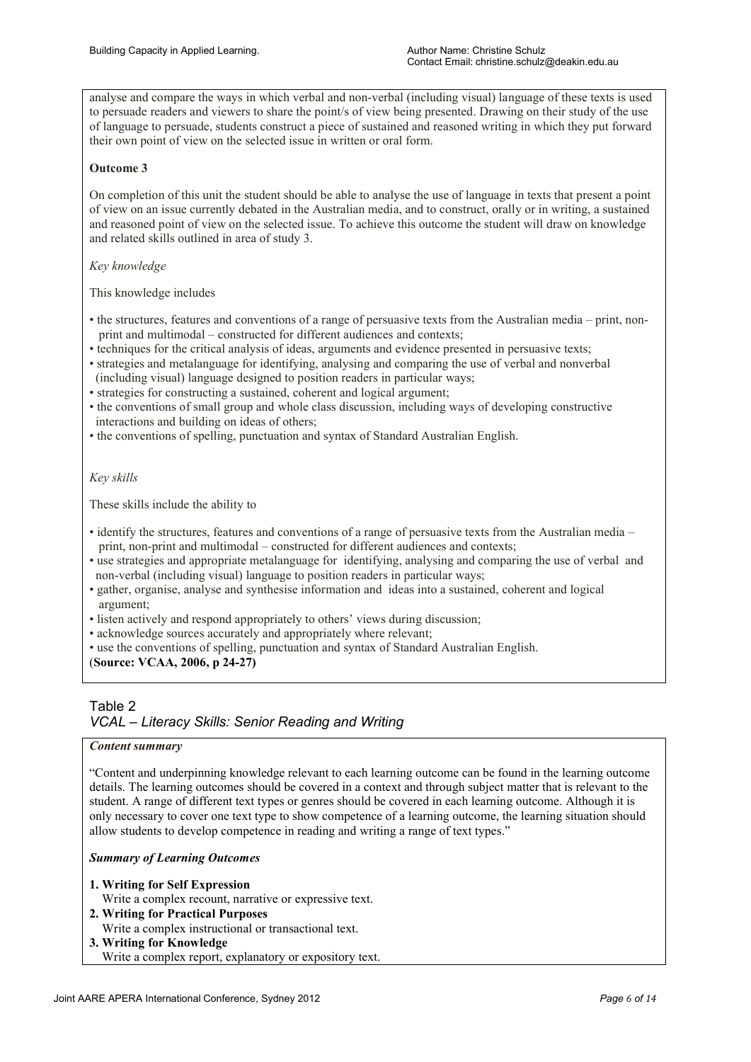analyse and compare the ways in which verbal and non-verbal (including visual) language of these texts is used to persuade readers and viewers to share the point/s of view being presented. Drawing on their study of the use of language to persuade, students construct a piece of sustained and reasoned writing in which they put forward their own point of view on the selected issue in written or oral form.

**Outcome 3**

On completion of this unit the student should be able to analyse the use of language in texts that present a point of view on an issue currently debated in the Australian media, and to construct, orally or in writing, a sustained and reasoned point of view on the selected issue. To achieve this outcome the student will draw on knowledge and related skills outlined in area of study 3.

*Key knowledge*

This knowledge includes

- the structures, features and conventions of a range of persuasive texts from the Australian media – print, non-print and multimodal – constructed for different audiences and contexts;
- techniques for the critical analysis of ideas, arguments and evidence presented in persuasive texts;
- strategies and metalanguage for identifying, analysing and comparing the use of verbal and nonverbal (including visual) language designed to position readers in particular ways;
- strategies for constructing a sustained, coherent and logical argument;
- the conventions of small group and whole class discussion, including ways of developing constructive interactions and building on ideas of others;
- the conventions of spelling, punctuation and syntax of Standard Australian English.

*Key skills*

These skills include the ability to

- identify the structures, features and conventions of a range of persuasive texts from the Australian media – print, non-print and multimodal – constructed for different audiences and contexts;
- use strategies and appropriate metalanguage for identifying, analysing and comparing the use of verbal and non-verbal (including visual) language to position readers in particular ways;
- gather, organise, analyse and synthesise information and ideas into a sustained, coherent and logical argument;
- listen actively and respond appropriately to others' views during discussion;
- acknowledge sources accurately and appropriately where relevant;
- use the conventions of spelling, punctuation and syntax of Standard Australian English.

(**Source: VCAA, 2006, p 24-27)**

Table 2
*VCAL – Literacy Skills: Senior Reading and Writing*

***Content summary***

"Content and underpinning knowledge relevant to each learning outcome can be found in the learning outcome details. The learning outcomes should be covered in a context and through subject matter that is relevant to the student. A range of different text types or genres should be covered in each learning outcome. Although it is only necessary to cover one text type to show competence of a learning outcome, the learning situation should allow students to develop competence in reading and writing a range of text types."

***Summary of Learning Outcomes***

1. **Writing for Self Expression**
   Write a complex recount, narrative or expressive text.
2. **Writing for Practical Purposes**
   Write a complex instructional or transactional text.
3. **Writing for Knowledge**
   Write a complex report, explanatory or expository text.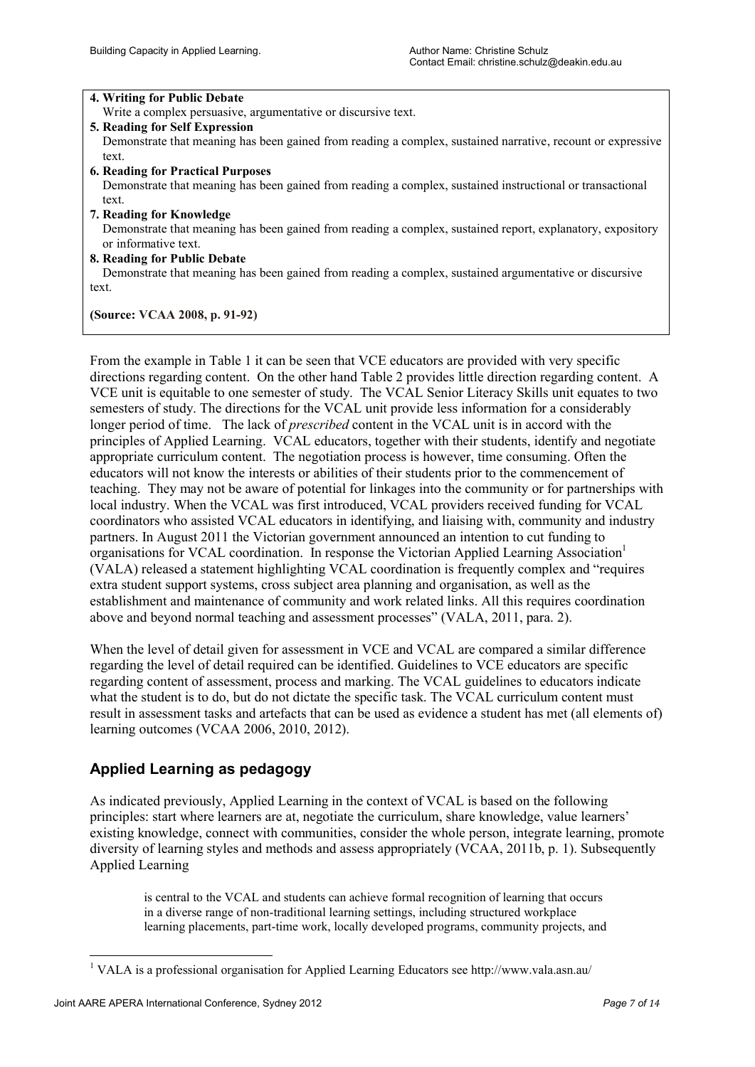**4. Writing for Public Debate**
Write a complex persuasive, argumentative or discursive text.

**5. Reading for Self Expression**
Demonstrate that meaning has been gained from reading a complex, sustained narrative, recount or expressive text.

**6. Reading for Practical Purposes**
Demonstrate that meaning has been gained from reading a complex, sustained instructional or transactional text.

**7. Reading for Knowledge**
Demonstrate that meaning has been gained from reading a complex, sustained report, explanatory, expository or informative text.

**8. Reading for Public Debate**
Demonstrate that meaning has been gained from reading a complex, sustained argumentative or discursive text.

**(Source: VCAA 2008, p. 91-92)**

From the example in Table 1 it can be seen that VCE educators are provided with very specific directions regarding content. On the other hand Table 2 provides little direction regarding content. A VCE unit is equitable to one semester of study. The VCAL Senior Literacy Skills unit equates to two semesters of study. The directions for the VCAL unit provide less information for a considerably longer period of time. The lack of *prescribed* content in the VCAL unit is in accord with the principles of Applied Learning. VCAL educators, together with their students, identify and negotiate appropriate curriculum content. The negotiation process is however, time consuming. Often the educators will not know the interests or abilities of their students prior to the commencement of teaching. They may not be aware of potential for linkages into the community or for partnerships with local industry. When the VCAL was first introduced, VCAL providers received funding for VCAL coordinators who assisted VCAL educators in identifying, and liaising with, community and industry partners. In August 2011 the Victorian government announced an intention to cut funding to organisations for VCAL coordination. In response the Victorian Applied Learning Association[1] (VALA) released a statement highlighting VCAL coordination is frequently complex and "requires extra student support systems, cross subject area planning and organisation, as well as the establishment and maintenance of community and work related links. All this requires coordination above and beyond normal teaching and assessment processes" (VALA, 2011, para. 2).

When the level of detail given for assessment in VCE and VCAL are compared a similar difference regarding the level of detail required can be identified. Guidelines to VCE educators are specific regarding content of assessment, process and marking. The VCAL guidelines to educators indicate what the student is to do, but do not dictate the specific task. The VCAL curriculum content must result in assessment tasks and artefacts that can be used as evidence a student has met (all elements of) learning outcomes (VCAA 2006, 2010, 2012).

## Applied Learning as pedagogy

As indicated previously, Applied Learning in the context of VCAL is based on the following principles: start where learners are at, negotiate the curriculum, share knowledge, value learners' existing knowledge, connect with communities, consider the whole person, integrate learning, promote diversity of learning styles and methods and assess appropriately (VCAA, 2011b, p. 1). Subsequently Applied Learning

> is central to the VCAL and students can achieve formal recognition of learning that occurs in a diverse range of non-traditional learning settings, including structured workplace learning placements, part-time work, locally developed programs, community projects, and

[1] VALA is a professional organisation for Applied Learning Educators see http://www.vala.asn.au/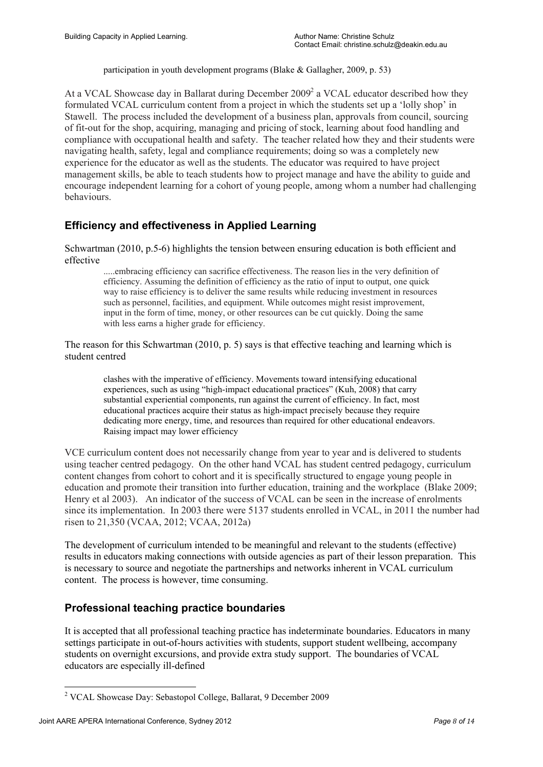participation in youth development programs (Blake & Gallagher, 2009, p. 53)

At a VCAL Showcase day in Ballarat during December 2009[2] a VCAL educator described how they formulated VCAL curriculum content from a project in which the students set up a 'lolly shop' in Stawell. The process included the development of a business plan, approvals from council, sourcing of fit-out for the shop, acquiring, managing and pricing of stock, learning about food handling and compliance with occupational health and safety. The teacher related how they and their students were navigating health, safety, legal and compliance requirements; doing so was a completely new experience for the educator as well as the students. The educator was required to have project management skills, be able to teach students how to project manage and have the ability to guide and encourage independent learning for a cohort of young people, among whom a number had challenging behaviours.

## Efficiency and effectiveness in Applied Learning

Schwartman (2010, p.5-6) highlights the tension between ensuring education is both efficient and effective

> .....embracing efficiency can sacrifice effectiveness. The reason lies in the very definition of efficiency. Assuming the definition of efficiency as the ratio of input to output, one quick way to raise efficiency is to deliver the same results while reducing investment in resources such as personnel, facilities, and equipment. While outcomes might resist improvement, input in the form of time, money, or other resources can be cut quickly. Doing the same with less earns a higher grade for efficiency.

The reason for this Schwartman (2010, p. 5) says is that effective teaching and learning which is student centred

> clashes with the imperative of efficiency. Movements toward intensifying educational experiences, such as using "high-impact educational practices" (Kuh, 2008) that carry substantial experiential components, run against the current of efficiency. In fact, most educational practices acquire their status as high-impact precisely because they require dedicating more energy, time, and resources than required for other educational endeavors. Raising impact may lower efficiency

VCE curriculum content does not necessarily change from year to year and is delivered to students using teacher centred pedagogy. On the other hand VCAL has student centred pedagogy, curriculum content changes from cohort to cohort and it is specifically structured to engage young people in education and promote their transition into further education, training and the workplace (Blake 2009; Henry et al 2003). An indicator of the success of VCAL can be seen in the increase of enrolments since its implementation. In 2003 there were 5137 students enrolled in VCAL, in 2011 the number had risen to 21,350 (VCAA, 2012; VCAA, 2012a)

The development of curriculum intended to be meaningful and relevant to the students (effective) results in educators making connections with outside agencies as part of their lesson preparation. This is necessary to source and negotiate the partnerships and networks inherent in VCAL curriculum content. The process is however, time consuming.

## Professional teaching practice boundaries

It is accepted that all professional teaching practice has indeterminate boundaries. Educators in many settings participate in out-of-hours activities with students, support student wellbeing, accompany students on overnight excursions, and provide extra study support. The boundaries of VCAL educators are especially ill-defined

---

[2] VCAL Showcase Day: Sebastopol College, Ballarat, 9 December 2009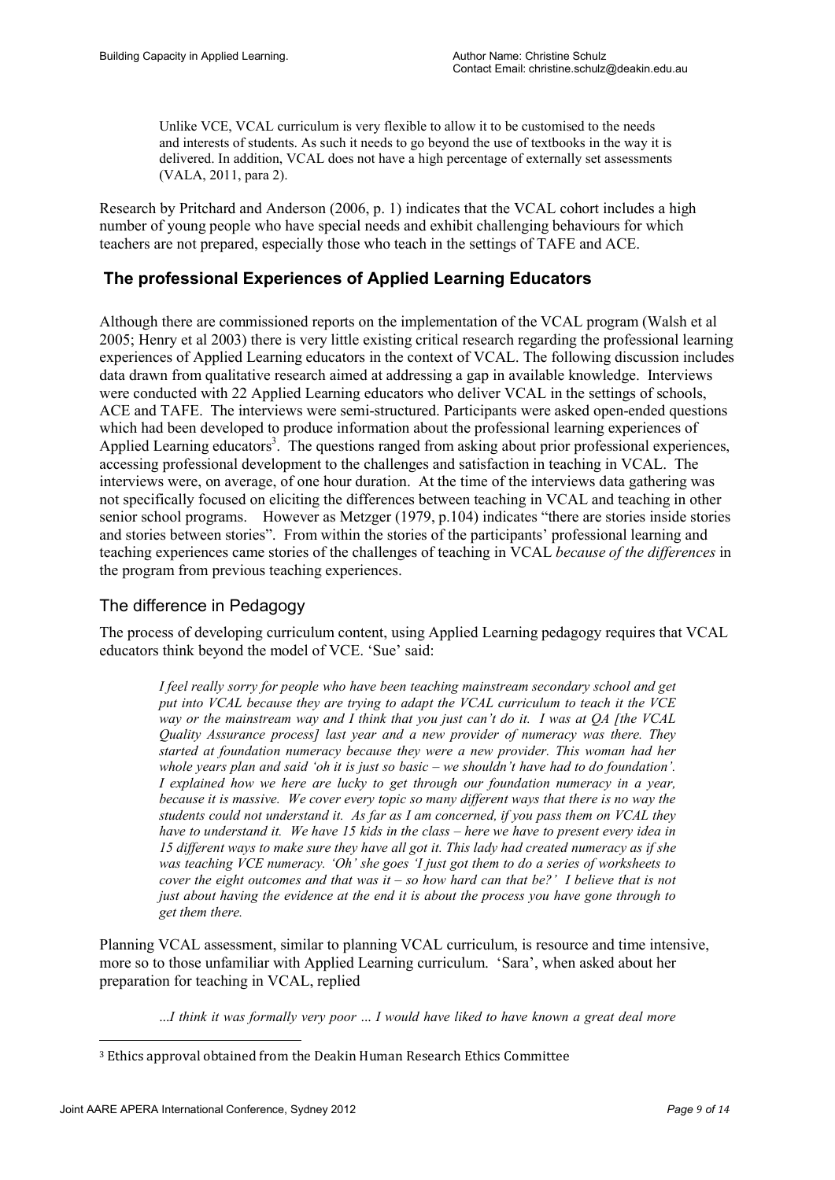> Unlike VCE, VCAL curriculum is very flexible to allow it to be customised to the needs and interests of students. As such it needs to go beyond the use of textbooks in the way it is delivered. In addition, VCAL does not have a high percentage of externally set assessments (VALA, 2011, para 2).

Research by Pritchard and Anderson (2006, p. 1) indicates that the VCAL cohort includes a high number of young people who have special needs and exhibit challenging behaviours for which teachers are not prepared, especially those who teach in the settings of TAFE and ACE.

## The professional Experiences of Applied Learning Educators

Although there are commissioned reports on the implementation of the VCAL program (Walsh et al 2005; Henry et al 2003) there is very little existing critical research regarding the professional learning experiences of Applied Learning educators in the context of VCAL. The following discussion includes data drawn from qualitative research aimed at addressing a gap in available knowledge. Interviews were conducted with 22 Applied Learning educators who deliver VCAL in the settings of schools, ACE and TAFE. The interviews were semi-structured. Participants were asked open-ended questions which had been developed to produce information about the professional learning experiences of Applied Learning educators[3]. The questions ranged from asking about prior professional experiences, accessing professional development to the challenges and satisfaction in teaching in VCAL. The interviews were, on average, of one hour duration. At the time of the interviews data gathering was not specifically focused on eliciting the differences between teaching in VCAL and teaching in other senior school programs. However as Metzger (1979, p.104) indicates "there are stories inside stories and stories between stories". From within the stories of the participants' professional learning and teaching experiences came stories of the challenges of teaching in VCAL *because of the differences* in the program from previous teaching experiences.

### The difference in Pedagogy

The process of developing curriculum content, using Applied Learning pedagogy requires that VCAL educators think beyond the model of VCE. 'Sue' said:

> *I feel really sorry for people who have been teaching mainstream secondary school and get put into VCAL because they are trying to adapt the VCAL curriculum to teach it the VCE way or the mainstream way and I think that you just can't do it. I was at QA [the VCAL Quality Assurance process] last year and a new provider of numeracy was there. They started at foundation numeracy because they were a new provider. This woman had her whole years plan and said 'oh it is just so basic – we shouldn't have had to do foundation'. I explained how we here are lucky to get through our foundation numeracy in a year, because it is massive. We cover every topic so many different ways that there is no way the students could not understand it. As far as I am concerned, if you pass them on VCAL they have to understand it. We have 15 kids in the class – here we have to present every idea in 15 different ways to make sure they have all got it. This lady had created numeracy as if she was teaching VCE numeracy. 'Oh' she goes 'I just got them to do a series of worksheets to cover the eight outcomes and that was it – so how hard can that be?' I believe that is not just about having the evidence at the end it is about the process you have gone through to get them there.*

Planning VCAL assessment, similar to planning VCAL curriculum, is resource and time intensive, more so to those unfamiliar with Applied Learning curriculum. 'Sara', when asked about her preparation for teaching in VCAL, replied

> *...I think it was formally very poor ... I would have liked to have known a great deal more*

[3] Ethics approval obtained from the Deakin Human Research Ethics Committee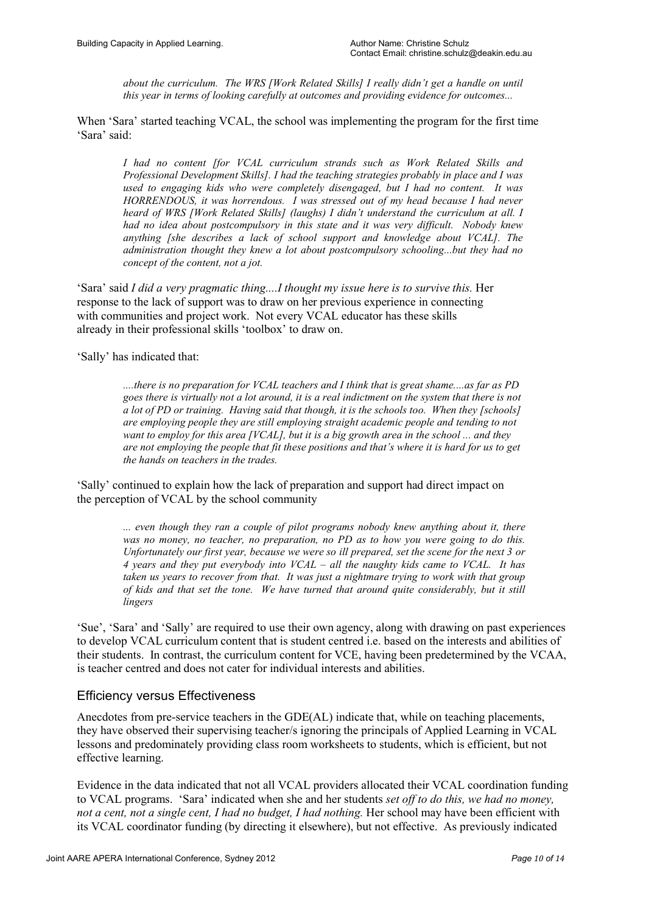> *about the curriculum. The WRS [Work Related Skills] I really didn't get a handle on until this year in terms of looking carefully at outcomes and providing evidence for outcomes...*

When 'Sara' started teaching VCAL, the school was implementing the program for the first time 'Sara' said:

> *I had no content [for VCAL curriculum strands such as Work Related Skills and Professional Development Skills]. I had the teaching strategies probably in place and I was used to engaging kids who were completely disengaged, but I had no content. It was HORRENDOUS, it was horrendous. I was stressed out of my head because I had never heard of WRS [Work Related Skills] (laughs) I didn't understand the curriculum at all. I had no idea about postcompulsory in this state and it was very difficult. Nobody knew anything [she describes a lack of school support and knowledge about VCAL]. The administration thought they knew a lot about postcompulsory schooling...but they had no concept of the content, not a jot.*

'Sara' said *I did a very pragmatic thing....I thought my issue here is to survive this.* Her response to the lack of support was to draw on her previous experience in connecting with communities and project work. Not every VCAL educator has these skills already in their professional skills 'toolbox' to draw on.

'Sally' has indicated that:

> *....there is no preparation for VCAL teachers and I think that is great shame....as far as PD goes there is virtually not a lot around, it is a real indictment on the system that there is not a lot of PD or training. Having said that though, it is the schools too. When they [schools] are employing people they are still employing straight academic people and tending to not want to employ for this area [VCAL], but it is a big growth area in the school ... and they are not employing the people that fit these positions and that's where it is hard for us to get the hands on teachers in the trades.*

'Sally' continued to explain how the lack of preparation and support had direct impact on the perception of VCAL by the school community

> *... even though they ran a couple of pilot programs nobody knew anything about it, there was no money, no teacher, no preparation, no PD as to how you were going to do this. Unfortunately our first year, because we were so ill prepared, set the scene for the next 3 or 4 years and they put everybody into VCAL – all the naughty kids came to VCAL. It has taken us years to recover from that. It was just a nightmare trying to work with that group of kids and that set the tone. We have turned that around quite considerably, but it still lingers*

'Sue', 'Sara' and 'Sally' are required to use their own agency, along with drawing on past experiences to develop VCAL curriculum content that is student centred i.e. based on the interests and abilities of their students. In contrast, the curriculum content for VCE, having been predetermined by the VCAA, is teacher centred and does not cater for individual interests and abilities.

## Efficiency versus Effectiveness

Anecdotes from pre-service teachers in the GDE(AL) indicate that, while on teaching placements, they have observed their supervising teacher/s ignoring the principals of Applied Learning in VCAL lessons and predominately providing class room worksheets to students, which is efficient, but not effective learning.

Evidence in the data indicated that not all VCAL providers allocated their VCAL coordination funding to VCAL programs. 'Sara' indicated when she and her students *set off to do this, we had no money, not a cent, not a single cent, I had no budget, I had nothing.* Her school may have been efficient with its VCAL coordinator funding (by directing it elsewhere), but not effective. As previously indicated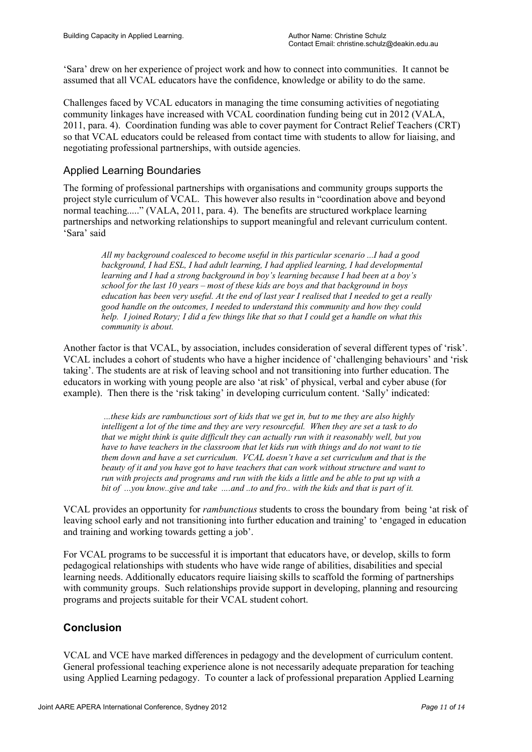'Sara' drew on her experience of project work and how to connect into communities. It cannot be assumed that all VCAL educators have the confidence, knowledge or ability to do the same.

Challenges faced by VCAL educators in managing the time consuming activities of negotiating community linkages have increased with VCAL coordination funding being cut in 2012 (VALA, 2011, para. 4). Coordination funding was able to cover payment for Contract Relief Teachers (CRT) so that VCAL educators could be released from contact time with students to allow for liaising, and negotiating professional partnerships, with outside agencies.

## Applied Learning Boundaries

The forming of professional partnerships with organisations and community groups supports the project style curriculum of VCAL. This however also results in "coordination above and beyond normal teaching....." (VALA, 2011, para. 4). The benefits are structured workplace learning partnerships and networking relationships to support meaningful and relevant curriculum content. 'Sara' said

> *All my background coalesced to become useful in this particular scenario ...I had a good background, I had ESL, I had adult learning, I had applied learning, I had developmental learning and I had a strong background in boy's learning because I had been at a boy's school for the last 10 years – most of these kids are boys and that background in boys education has been very useful. At the end of last year I realised that I needed to get a really good handle on the outcomes, I needed to understand this community and how they could help. I joined Rotary; I did a few things like that so that I could get a handle on what this community is about.*

Another factor is that VCAL, by association, includes consideration of several different types of 'risk'. VCAL includes a cohort of students who have a higher incidence of 'challenging behaviours' and 'risk taking'. The students are at risk of leaving school and not transitioning into further education. The educators in working with young people are also 'at risk' of physical, verbal and cyber abuse (for example). Then there is the 'risk taking' in developing curriculum content. 'Sally' indicated:

> *...these kids are rambunctious sort of kids that we get in, but to me they are also highly intelligent a lot of the time and they are very resourceful. When they are set a task to do that we might think is quite difficult they can actually run with it reasonably well, but you have to have teachers in the classroom that let kids run with things and do not want to tie them down and have a set curriculum. VCAL doesn't have a set curriculum and that is the beauty of it and you have got to have teachers that can work without structure and want to run with projects and programs and run with the kids a little and be able to put up with a bit of …you know..give and take ….and ..to and fro.. with the kids and that is part of it.*

VCAL provides an opportunity for *rambunctious* students to cross the boundary from being 'at risk of leaving school early and not transitioning into further education and training' to 'engaged in education and training and working towards getting a job'.

For VCAL programs to be successful it is important that educators have, or develop, skills to form pedagogical relationships with students who have wide range of abilities, disabilities and special learning needs. Additionally educators require liaising skills to scaffold the forming of partnerships with community groups. Such relationships provide support in developing, planning and resourcing programs and projects suitable for their VCAL student cohort.

## Conclusion

VCAL and VCE have marked differences in pedagogy and the development of curriculum content. General professional teaching experience alone is not necessarily adequate preparation for teaching using Applied Learning pedagogy. To counter a lack of professional preparation Applied Learning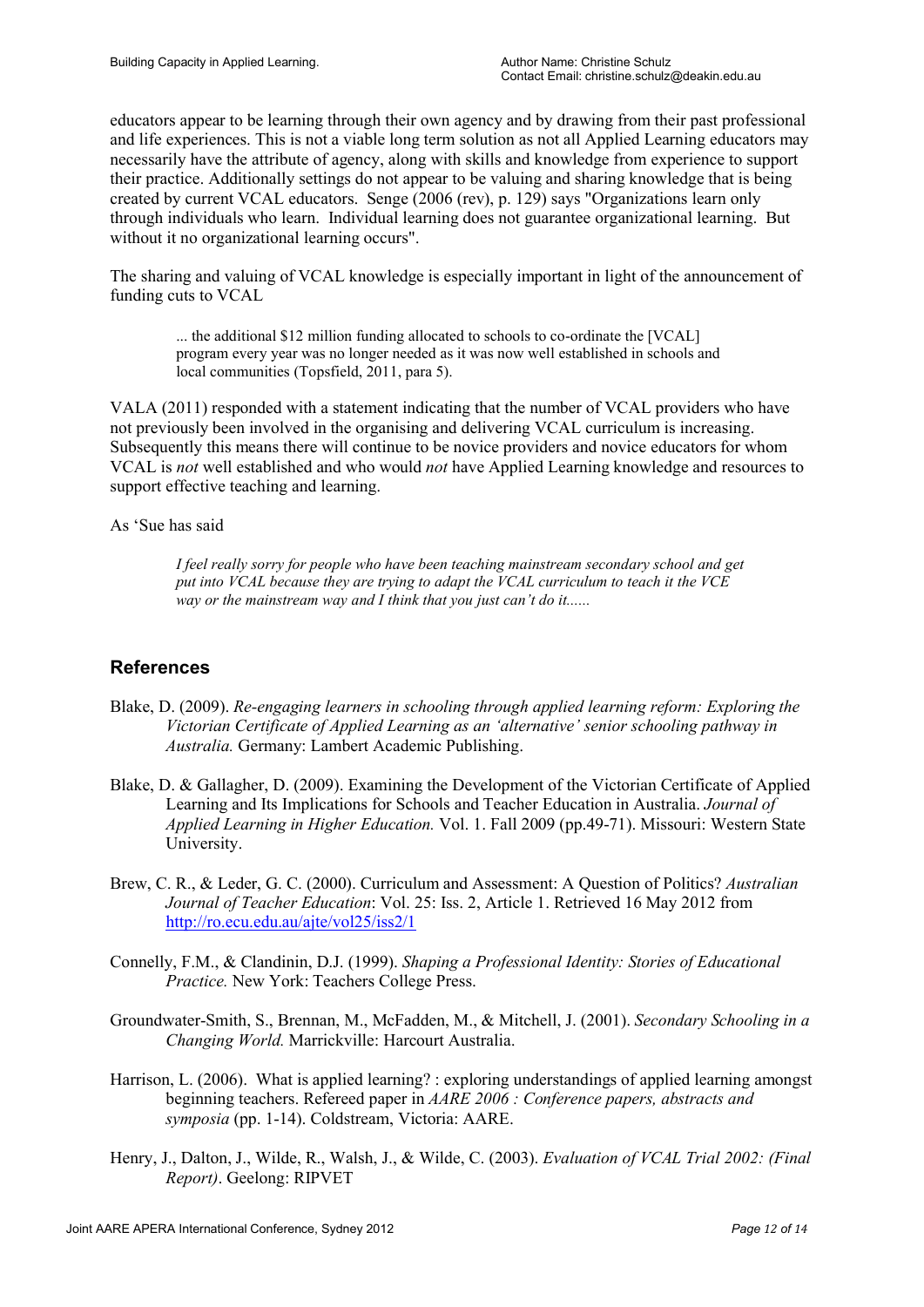educators appear to be learning through their own agency and by drawing from their past professional and life experiences. This is not a viable long term solution as not all Applied Learning educators may necessarily have the attribute of agency, along with skills and knowledge from experience to support their practice. Additionally settings do not appear to be valuing and sharing knowledge that is being created by current VCAL educators. Senge (2006 (rev), p. 129) says "Organizations learn only through individuals who learn. Individual learning does not guarantee organizational learning. But without it no organizational learning occurs".

The sharing and valuing of VCAL knowledge is especially important in light of the announcement of funding cuts to VCAL

> ... the additional $12 million funding allocated to schools to co-ordinate the [VCAL] program every year was no longer needed as it was now well established in schools and local communities (Topsfield, 2011, para 5).

VALA (2011) responded with a statement indicating that the number of VCAL providers who have not previously been involved in the organising and delivering VCAL curriculum is increasing. Subsequently this means there will continue to be novice providers and novice educators for whom VCAL is *not* well established and who would *not* have Applied Learning knowledge and resources to support effective teaching and learning.

As 'Sue has said

> *I feel really sorry for people who have been teaching mainstream secondary school and get put into VCAL because they are trying to adapt the VCAL curriculum to teach it the VCE way or the mainstream way and I think that you just can't do it......*

## References

Blake, D. (2009). *Re-engaging learners in schooling through applied learning reform: Exploring the Victorian Certificate of Applied Learning as an 'alternative' senior schooling pathway in Australia.* Germany: Lambert Academic Publishing.

Blake, D. & Gallagher, D. (2009). Examining the Development of the Victorian Certificate of Applied Learning and Its Implications for Schools and Teacher Education in Australia. *Journal of Applied Learning in Higher Education.* Vol. 1. Fall 2009 (pp.49-71). Missouri: Western State University.

Brew, C. R., & Leder, G. C. (2000). Curriculum and Assessment: A Question of Politics? *Australian Journal of Teacher Education*: Vol. 25: Iss. 2, Article 1. Retrieved 16 May 2012 from http://ro.ecu.edu.au/ajte/vol25/iss2/1

Connelly, F.M., & Clandinin, D.J. (1999). *Shaping a Professional Identity: Stories of Educational Practice.* New York: Teachers College Press.

Groundwater-Smith, S., Brennan, M., McFadden, M., & Mitchell, J. (2001). *Secondary Schooling in a Changing World.* Marrickville: Harcourt Australia.

Harrison, L. (2006). What is applied learning? : exploring understandings of applied learning amongst beginning teachers. Refereed paper in *AARE 2006 : Conference papers, abstracts and symposia* (pp. 1-14). Coldstream, Victoria: AARE.

Henry, J., Dalton, J., Wilde, R., Walsh, J., & Wilde, C. (2003). *Evaluation of VCAL Trial 2002: (Final Report)*. Geelong: RIPVET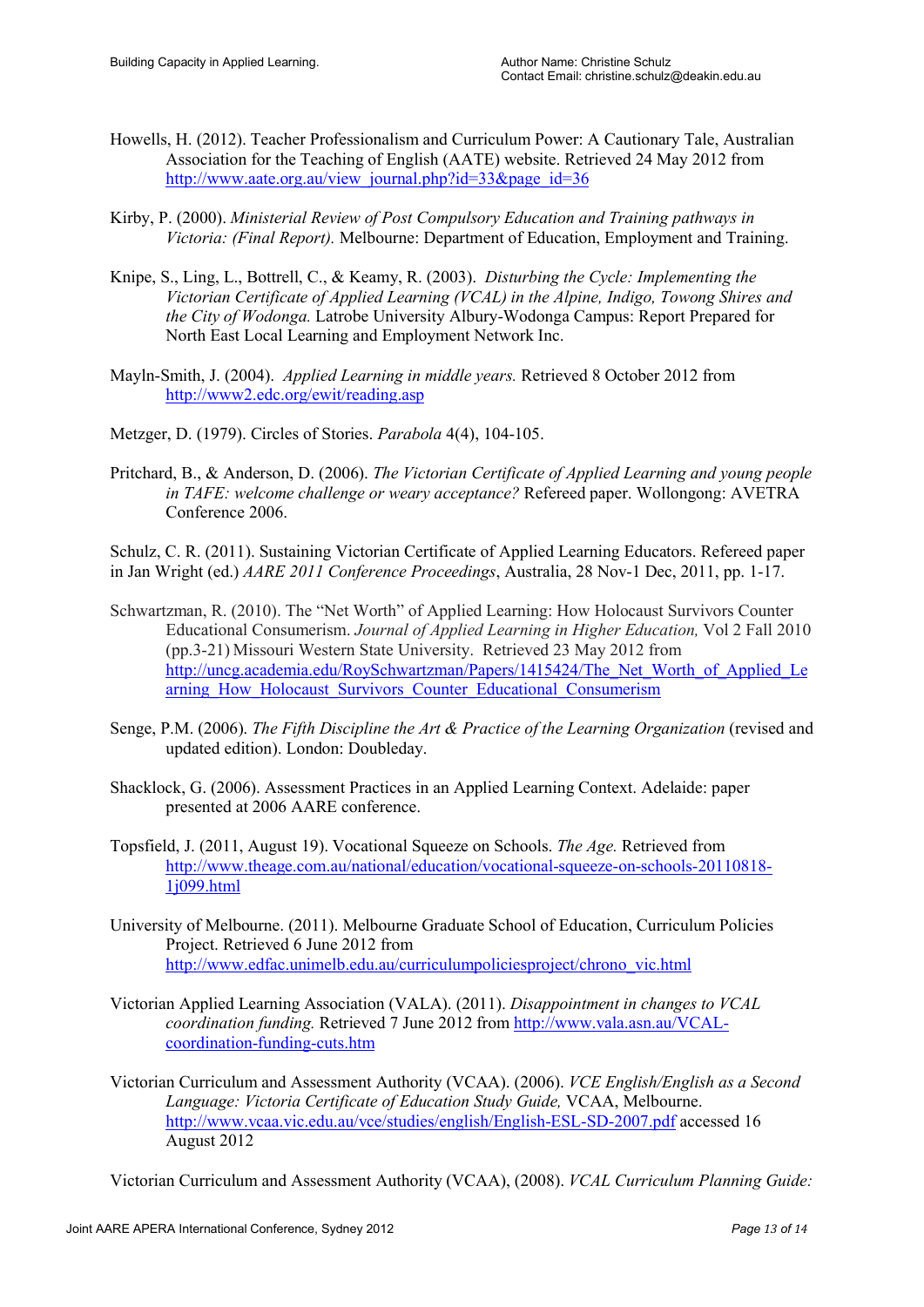Howells, H. (2012). Teacher Professionalism and Curriculum Power: A Cautionary Tale, Australian Association for the Teaching of English (AATE) website. Retrieved 24 May 2012 from http://www.aate.org.au/view_journal.php?id=33&page_id=36

Kirby, P. (2000). *Ministerial Review of Post Compulsory Education and Training pathways in Victoria: (Final Report).* Melbourne: Department of Education, Employment and Training.

Knipe, S., Ling, L., Bottrell, C., & Keamy, R. (2003). *Disturbing the Cycle: Implementing the Victorian Certificate of Applied Learning (VCAL) in the Alpine, Indigo, Towong Shires and the City of Wodonga.* Latrobe University Albury-Wodonga Campus: Report Prepared for North East Local Learning and Employment Network Inc.

Mayln-Smith, J. (2004). *Applied Learning in middle years.* Retrieved 8 October 2012 from http://www2.edc.org/ewit/reading.asp

Metzger, D. (1979). Circles of Stories. *Parabola* 4(4), 104-105.

Pritchard, B., & Anderson, D. (2006). *The Victorian Certificate of Applied Learning and young people in TAFE: welcome challenge or weary acceptance?* Refereed paper. Wollongong: AVETRA Conference 2006.

Schulz, C. R. (2011). Sustaining Victorian Certificate of Applied Learning Educators. Refereed paper in Jan Wright (ed.) *AARE 2011 Conference Proceedings*, Australia, 28 Nov-1 Dec, 2011, pp. 1-17.

Schwartzman, R. (2010). The "Net Worth" of Applied Learning: How Holocaust Survivors Counter Educational Consumerism. *Journal of Applied Learning in Higher Education,* Vol 2 Fall 2010 (pp.3-21) Missouri Western State University. Retrieved 23 May 2012 from http://uncg.academia.edu/RoySchwartzman/Papers/1415424/The_Net_Worth_of_Applied_Learning_How_Holocaust_Survivors_Counter_Educational_Consumerism

Senge, P.M. (2006). *The Fifth Discipline the Art & Practice of the Learning Organization* (revised and updated edition). London: Doubleday.

Shacklock, G. (2006). Assessment Practices in an Applied Learning Context. Adelaide: paper presented at 2006 AARE conference.

Topsfield, J. (2011, August 19). Vocational Squeeze on Schools. *The Age.* Retrieved from http://www.theage.com.au/national/education/vocational-squeeze-on-schools-20110818-1j099.html

University of Melbourne. (2011). Melbourne Graduate School of Education, Curriculum Policies Project. Retrieved 6 June 2012 from http://www.edfac.unimelb.edu.au/curriculumpoliciesproject/chrono_vic.html

Victorian Applied Learning Association (VALA). (2011). *Disappointment in changes to VCAL coordination funding.* Retrieved 7 June 2012 from http://www.vala.asn.au/VCAL-coordination-funding-cuts.htm

Victorian Curriculum and Assessment Authority (VCAA). (2006). *VCE English/English as a Second Language: Victoria Certificate of Education Study Guide,* VCAA, Melbourne. http://www.vcaa.vic.edu.au/vce/studies/english/English-ESL-SD-2007.pdf accessed 16 August 2012

Victorian Curriculum and Assessment Authority (VCAA), (2008). *VCAL Curriculum Planning Guide:*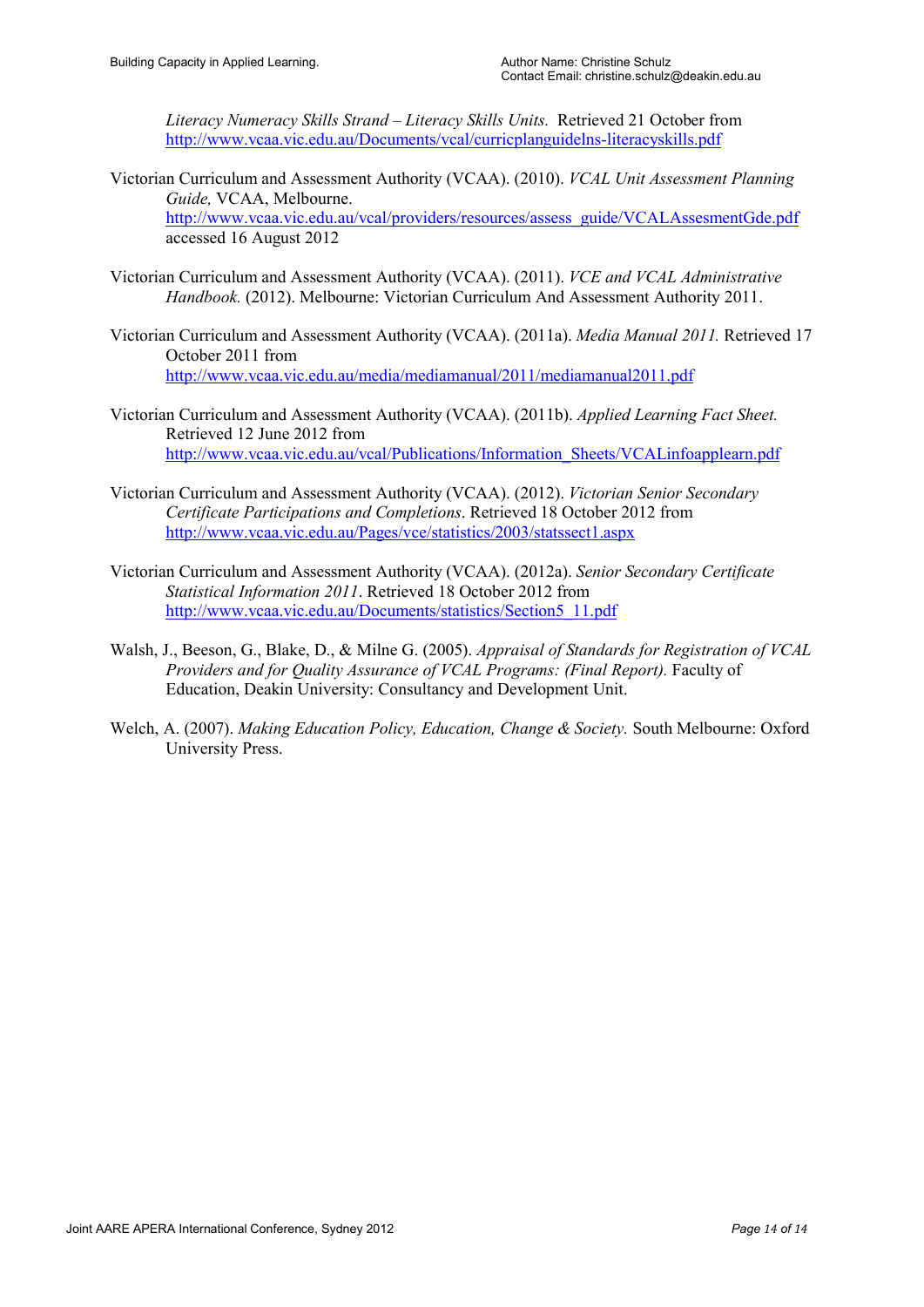*Literacy Numeracy Skills Strand – Literacy Skills Units.* Retrieved 21 October from http://www.vcaa.vic.edu.au/Documents/vcal/curricplanguidelns-literacyskills.pdf

Victorian Curriculum and Assessment Authority (VCAA). (2010). *VCAL Unit Assessment Planning Guide,* VCAA, Melbourne. http://www.vcaa.vic.edu.au/vcal/providers/resources/assess_guide/VCALAssesmentGde.pdf accessed 16 August 2012

Victorian Curriculum and Assessment Authority (VCAA). (2011). *VCE and VCAL Administrative Handbook.* (2012). Melbourne: Victorian Curriculum And Assessment Authority 2011.

Victorian Curriculum and Assessment Authority (VCAA). (2011a). *Media Manual 2011.* Retrieved 17 October 2011 from http://www.vcaa.vic.edu.au/media/mediamanual/2011/mediamanual2011.pdf

Victorian Curriculum and Assessment Authority (VCAA). (2011b). *Applied Learning Fact Sheet.* Retrieved 12 June 2012 from http://www.vcaa.vic.edu.au/vcal/Publications/Information_Sheets/VCALinfoapplearn.pdf

Victorian Curriculum and Assessment Authority (VCAA). (2012). *Victorian Senior Secondary Certificate Participations and Completions*. Retrieved 18 October 2012 from http://www.vcaa.vic.edu.au/Pages/vce/statistics/2003/statssect1.aspx

Victorian Curriculum and Assessment Authority (VCAA). (2012a). *Senior Secondary Certificate Statistical Information 2011*. Retrieved 18 October 2012 from http://www.vcaa.vic.edu.au/Documents/statistics/Section5_11.pdf

Walsh, J., Beeson, G., Blake, D., & Milne G. (2005). *Appraisal of Standards for Registration of VCAL Providers and for Quality Assurance of VCAL Programs: (Final Report).* Faculty of Education, Deakin University: Consultancy and Development Unit.

Welch, A. (2007). *Making Education Policy, Education, Change & Society.* South Melbourne: Oxford University Press.